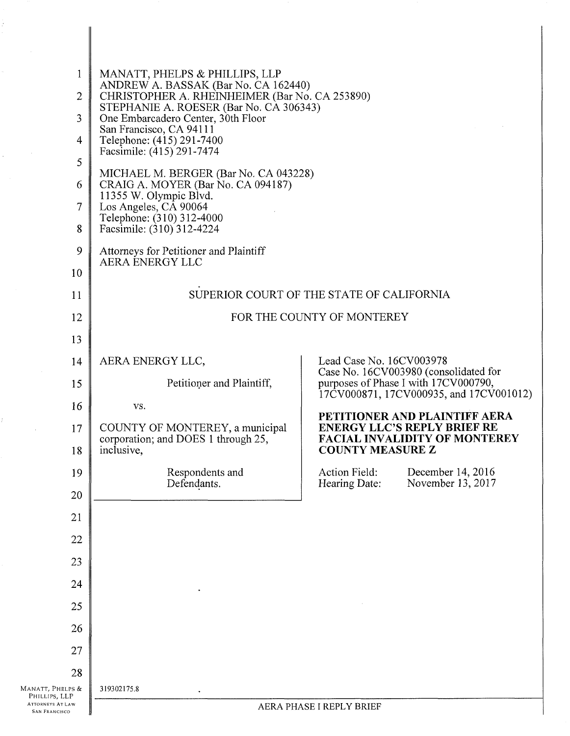MANATT, PHELPS & PHILLIPS, LLP
ANDREW A. BASSAK (Bar No. CA 162440)
CHRISTOPHER A. RHEINHEIMER (Bar No. CA 253890)
STEPHANIE A. ROESER (Bar No. CA 306343)
One Embarcadero Center, 30th Floor
San Francisco, CA 94111
Telephone: (415) 291-7400
Facsimile: (415) 291-7474

MICHAEL M. BERGER (Bar No. CA 043228)
CRAIG A. MOYER (Bar No. CA 094187)
11355 W. Olympic Blvd.
Los Angeles, CA 90064
Telephone: (310) 312-4000
Facsimile: (310) 312-4224

Attorneys for Petitioner and Plaintiff
AERA ENERGY LLC

SUPERIOR COURT OF THE STATE OF CALIFORNIA

FOR THE COUNTY OF MONTEREY

| | |
|---|---|
| AERA ENERGY LLC,<br><br>Petitioner and Plaintiff,<br><br>vs.<br><br>COUNTY OF MONTEREY, a municipal corporation; and DOES 1 through 25, inclusive,<br><br>Respondents and Defendants. | Lead Case No. 16CV003978<br>Case No. 16CV003980 (consolidated for purposes of Phase I with 17CV000790, 17CV000871, 17CV000935, and 17CV001012)<br><br>**PETITIONER AND PLAINTIFF AERA ENERGY LLC'S REPLY BRIEF RE FACIAL INVALIDITY OF MONTEREY COUNTY MEASURE Z**<br><br>Action Field: December 14, 2016<br>Hearing Date: November 13, 2017 |

319302175.8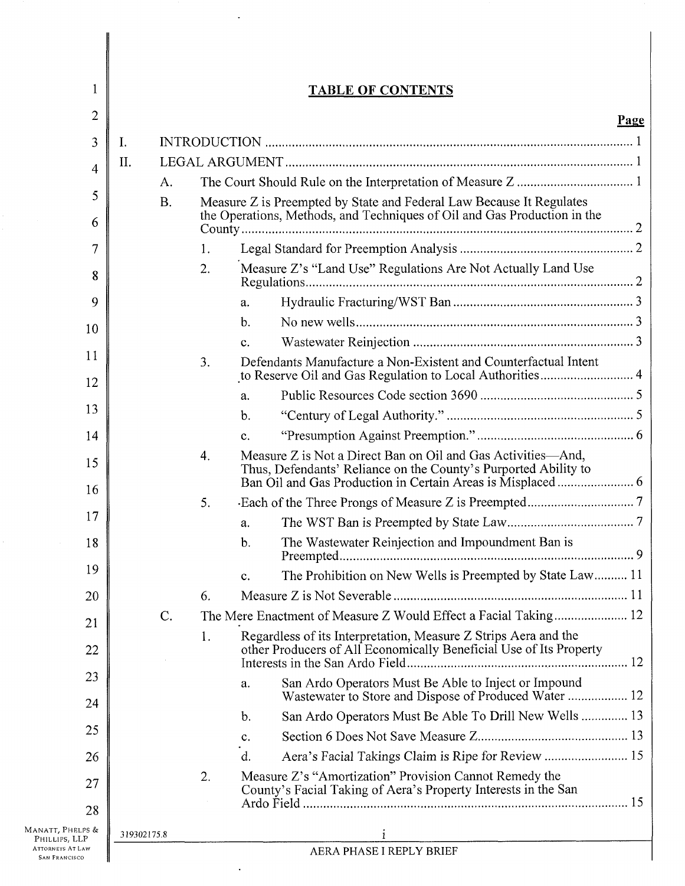# TABLE OF CONTENTS

| | | | | Page |
|---|---|---|---|---|
| I. | INTRODUCTION | | | 1 |
| II. | LEGAL ARGUMENT | | | 1 |
| | A. | The Court Should Rule on the Interpretation of Measure Z | | 1 |
| | B. | Measure Z is Preempted by State and Federal Law Because It Regulates the Operations, Methods, and Techniques of Oil and Gas Production in the County | | 2 |
| | | 1. Legal Standard for Preemption Analysis | | 2 |
| | | 2. Measure Z's "Land Use" Regulations Are Not Actually Land Use Regulations | | 2 |
| | | | a. Hydraulic Fracturing/WST Ban | 3 |
| | | | b. No new wells | 3 |
| | | | c. Wastewater Reinjection | 3 |
| | | 3. Defendants Manufacture a Non-Existent and Counterfactual Intent to Reserve Oil and Gas Regulation to Local Authorities | | 4 |
| | | | a. Public Resources Code section 3690 | 5 |
| | | | b. "Century of Legal Authority." | 5 |
| | | | c. "Presumption Against Preemption." | 6 |
| | | 4. Measure Z is Not a Direct Ban on Oil and Gas Activities—And, Thus, Defendants' Reliance on the County's Purported Ability to Ban Oil and Gas Production in Certain Areas is Misplaced | | 6 |
| | | 5. Each of the Three Prongs of Measure Z is Preempted | | 7 |
| | | | a. The WST Ban is Preempted by State Law | 7 |
| | | | b. The Wastewater Reinjection and Impoundment Ban is Preempted | 9 |
| | | | c. The Prohibition on New Wells is Preempted by State Law | 11 |
| | | 6. Measure Z is Not Severable | | 11 |
| | C. | The Mere Enactment of Measure Z Would Effect a Facial Taking | | 12 |
| | | 1. Regardless of its Interpretation, Measure Z Strips Aera and the other Producers of All Economically Beneficial Use of Its Property Interests in the San Ardo Field | | 12 |
| | | | a. San Ardo Operators Must Be Able to Inject or Impound Wastewater to Store and Dispose of Produced Water | 12 |
| | | | b. San Ardo Operators Must Be Able To Drill New Wells | 13 |
| | | | c. Section 6 Does Not Save Measure Z | 13 |
| | | | d. Aera's Facial Takings Claim is Ripe for Review | 15 |
| | | 2. Measure Z's "Amortization" Provision Cannot Remedy the County's Facial Taking of Aera's Property Interests in the San Ardo Field | | 15 |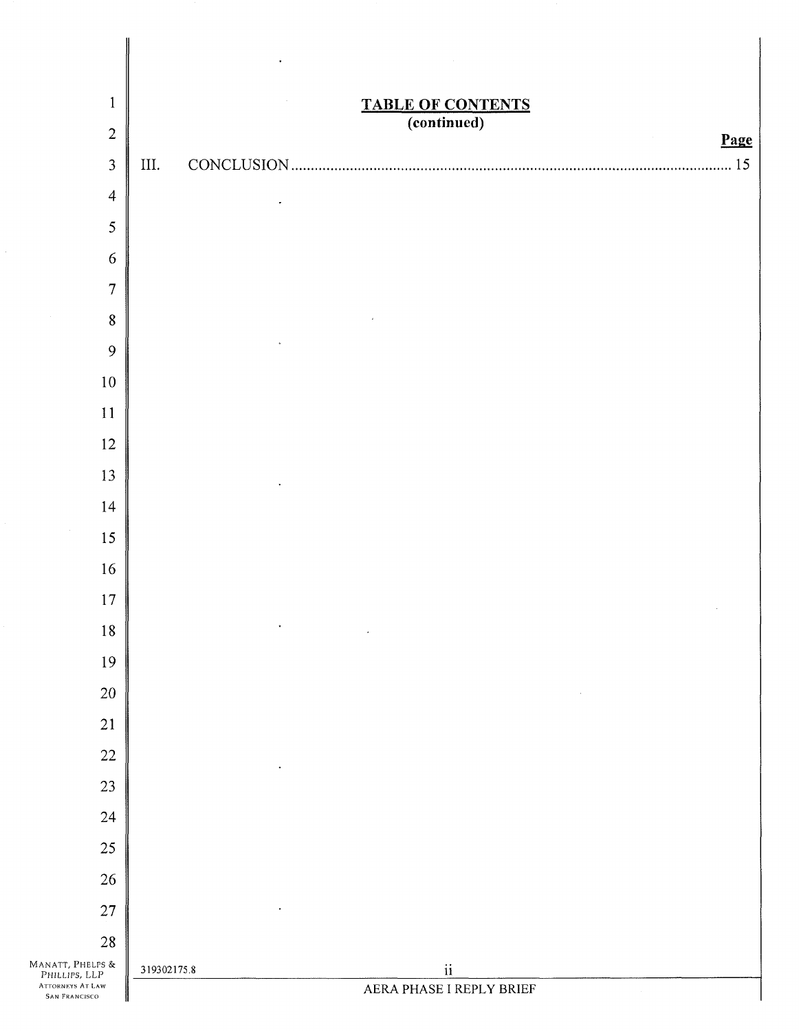## TABLE OF CONTENTS
### (continued)

| | | Page |
|---|---|---|
| III. | CONCLUSION | 15 |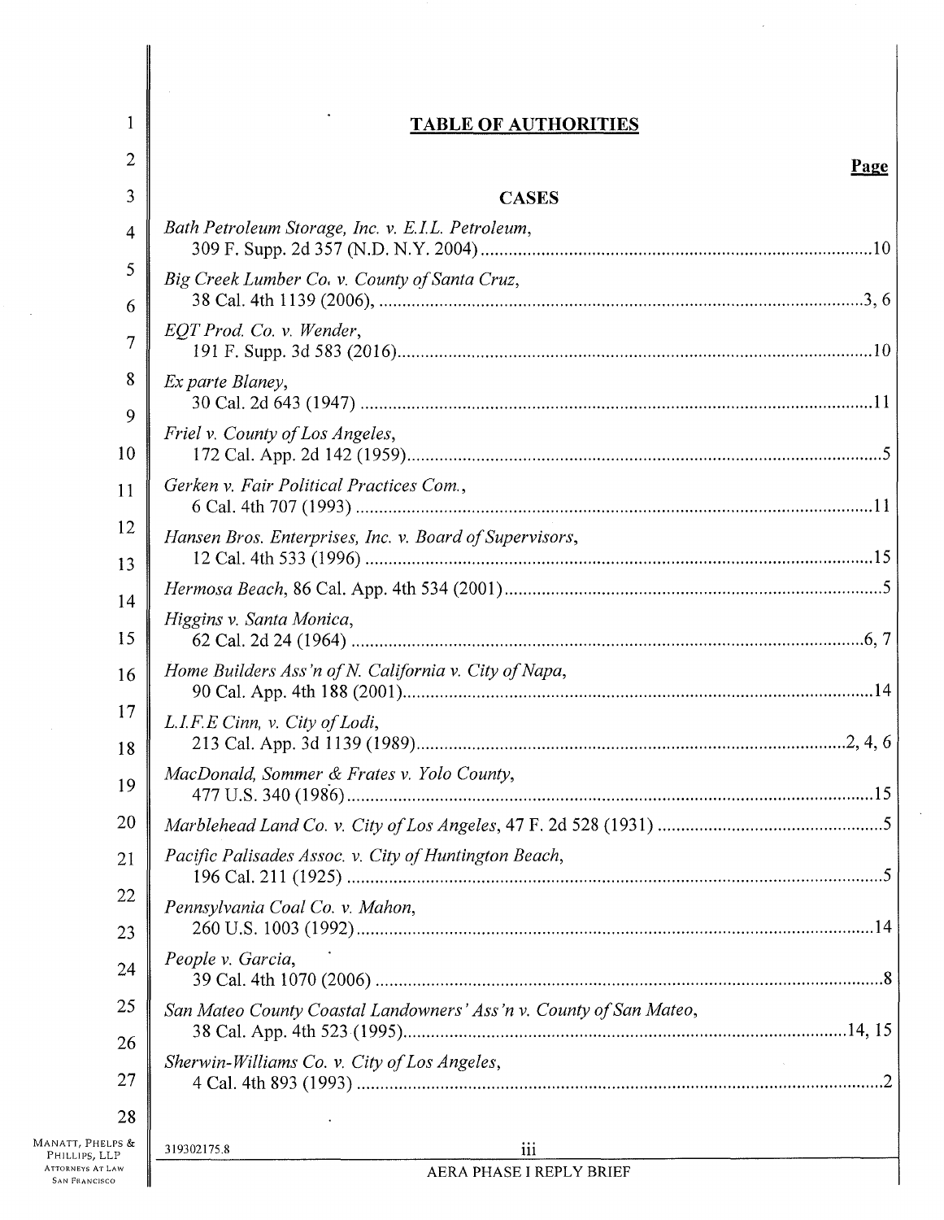## TABLE OF AUTHORITIES

**Page**

### CASES

*Bath Petroleum Storage, Inc. v. E.I.L. Petroleum*, 309 F. Supp. 2d 357 (N.D. N.Y. 2004) .......... 10

*Big Creek Lumber Co. v. County of Santa Cruz*, 38 Cal. 4th 1139 (2006), .......... 3, 6

*EQT Prod. Co. v. Wender*, 191 F. Supp. 3d 583 (2016) .......... 10

*Ex parte Blaney*, 30 Cal. 2d 643 (1947) .......... 11

*Friel v. County of Los Angeles*, 172 Cal. App. 2d 142 (1959) .......... 5

*Gerken v. Fair Political Practices Com.*, 6 Cal. 4th 707 (1993) .......... 11

*Hansen Bros. Enterprises, Inc. v. Board of Supervisors*, 12 Cal. 4th 533 (1996) .......... 15

*Hermosa Beach*, 86 Cal. App. 4th 534 (2001) .......... 5

*Higgins v. Santa Monica*, 62 Cal. 2d 24 (1964) .......... 6, 7

*Home Builders Ass'n of N. California v. City of Napa*, 90 Cal. App. 4th 188 (2001) .......... 14

*L.I.F.E Cinn, v. City of Lodi*, 213 Cal. App. 3d 1139 (1989) .......... 2, 4, 6

*MacDonald, Sommer & Frates v. Yolo County*, 477 U.S. 340 (1986) .......... 15

*Marblehead Land Co. v. City of Los Angeles*, 47 F. 2d 528 (1931) .......... 5

*Pacific Palisades Assoc. v. City of Huntington Beach*, 196 Cal. 211 (1925) .......... 5

*Pennsylvania Coal Co. v. Mahon*, 260 U.S. 1003 (1992) .......... 14

*People v. Garcia*, 39 Cal. 4th 1070 (2006) .......... 8

*San Mateo County Coastal Landowners' Ass'n v. County of San Mateo*, 38 Cal. App. 4th 523 (1995) .......... 14, 15

*Sherwin-Williams Co. v. City of Los Angeles*, 4 Cal. 4th 893 (1993) .......... 2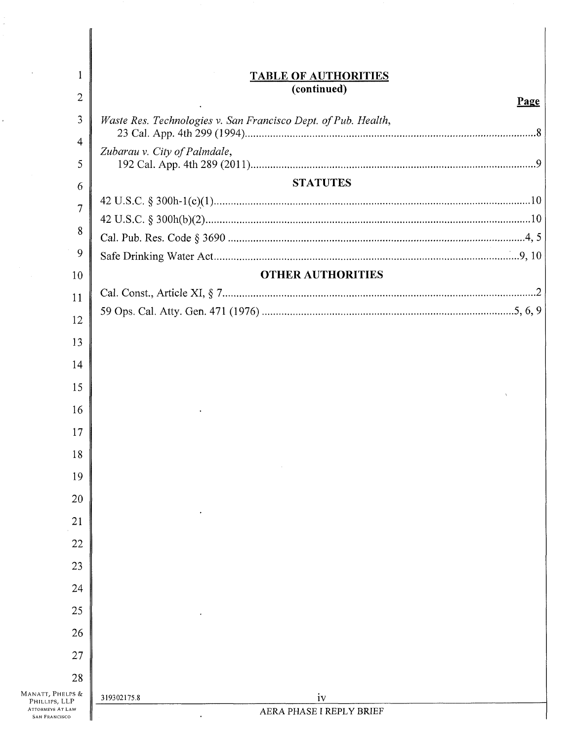# TABLE OF AUTHORITIES
**(continued)**

**Page**

*Waste Res. Technologies v. San Francisco Dept. of Pub. Health*, 23 Cal. App. 4th 299 (1994) ..... 8

*Zubarau v. City of Palmdale*, 192 Cal. App. 4th 289 (2011) ..... 9

## STATUTES

42 U.S.C. § 300h-1(c)(1) ..... 10

42 U.S.C. § 300h(b)(2) ..... 10

Cal. Pub. Res. Code § 3690 ..... 4, 5

Safe Drinking Water Act ..... 9, 10

## OTHER AUTHORITIES

Cal. Const., Article XI, § 7 ..... 2

59 Ops. Cal. Atty. Gen. 471 (1976) ..... 5, 6, 9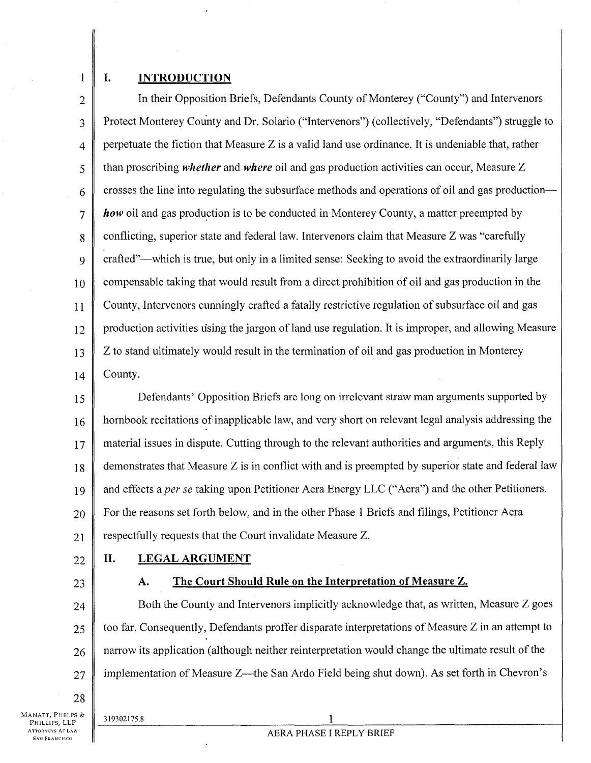## I. INTRODUCTION

In their Opposition Briefs, Defendants County of Monterey ("County") and Intervenors Protect Monterey County and Dr. Solario ("Intervenors") (collectively, "Defendants") struggle to perpetuate the fiction that Measure Z is a valid land use ordinance. It is undeniable that, rather than proscribing ***whether*** and ***where*** oil and gas production activities can occur, Measure Z crosses the line into regulating the subsurface methods and operations of oil and gas production—***how*** oil and gas production is to be conducted in Monterey County, a matter preempted by conflicting, superior state and federal law. Intervenors claim that Measure Z was "carefully crafted"—which is true, but only in a limited sense: Seeking to avoid the extraordinarily large compensable taking that would result from a direct prohibition of oil and gas production in the County, Intervenors cunningly crafted a fatally restrictive regulation of subsurface oil and gas production activities using the jargon of land use regulation. It is improper, and allowing Measure Z to stand ultimately would result in the termination of oil and gas production in Monterey County.

Defendants' Opposition Briefs are long on irrelevant straw man arguments supported by hornbook recitations of inapplicable law, and very short on relevant legal analysis addressing the material issues in dispute. Cutting through to the relevant authorities and arguments, this Reply demonstrates that Measure Z is in conflict with and is preempted by superior state and federal law and effects a *per se* taking upon Petitioner Aera Energy LLC ("Aera") and the other Petitioners. For the reasons set forth below, and in the other Phase 1 Briefs and filings, Petitioner Aera respectfully requests that the Court invalidate Measure Z.

## II. LEGAL ARGUMENT

### A. The Court Should Rule on the Interpretation of Measure Z.

Both the County and Intervenors implicitly acknowledge that, as written, Measure Z goes too far. Consequently, Defendants proffer disparate interpretations of Measure Z in an attempt to narrow its application (although neither reinterpretation would change the ultimate result of the implementation of Measure Z—the San Ardo Field being shut down). As set forth in Chevron's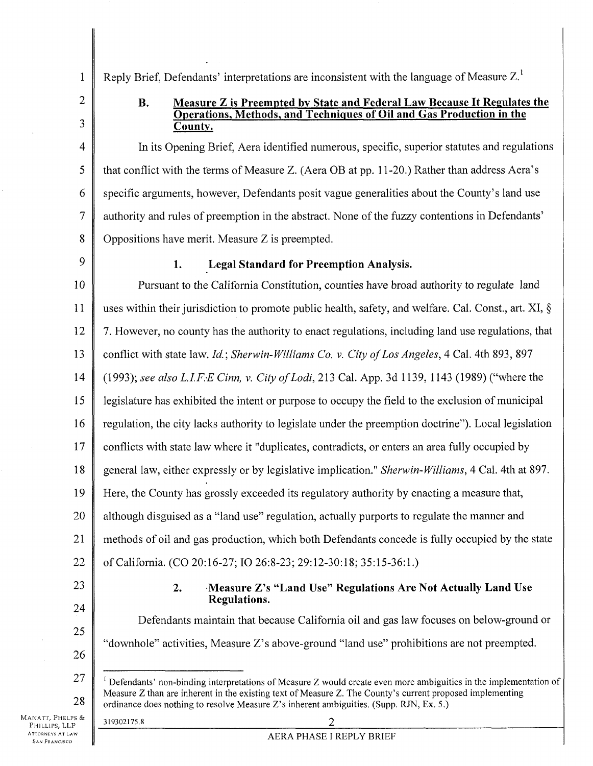Reply Brief, Defendants' interpretations are inconsistent with the language of Measure Z.[1]

### B. Measure Z is Preempted by State and Federal Law Because It Regulates the Operations, Methods, and Techniques of Oil and Gas Production in the County.

In its Opening Brief, Aera identified numerous, specific, superior statutes and regulations that conflict with the terms of Measure Z. (Aera OB at pp. 11-20.) Rather than address Aera's specific arguments, however, Defendants posit vague generalities about the County's land use authority and rules of preemption in the abstract. None of the fuzzy contentions in Defendants' Oppositions have merit. Measure Z is preempted.

#### 1. Legal Standard for Preemption Analysis.

Pursuant to the California Constitution, counties have broad authority to regulate land uses within their jurisdiction to promote public health, safety, and welfare. Cal. Const., art. XI, § 7. However, no county has the authority to enact regulations, including land use regulations, that conflict with state law. *Id.*; *Sherwin-Williams Co. v. City of Los Angeles*, 4 Cal. 4th 893, 897 (1993); *see also L.I.F.E Cinn, v. City of Lodi*, 213 Cal. App. 3d 1139, 1143 (1989) ("where the legislature has exhibited the intent or purpose to occupy the field to the exclusion of municipal regulation, the city lacks authority to legislate under the preemption doctrine"). Local legislation conflicts with state law where it "duplicates, contradicts, or enters an area fully occupied by general law, either expressly or by legislative implication." *Sherwin-Williams*, 4 Cal. 4th at 897. Here, the County has grossly exceeded its regulatory authority by enacting a measure that, although disguised as a "land use" regulation, actually purports to regulate the manner and methods of oil and gas production, which both Defendants concede is fully occupied by the state of California. (CO 20:16-27; IO 26:8-23; 29:12-30:18; 35:15-36:1.)

#### 2. Measure Z's "Land Use" Regulations Are Not Actually Land Use Regulations.

Defendants maintain that because California oil and gas law focuses on below-ground or "downhole" activities, Measure Z's above-ground "land use" prohibitions are not preempted.

[1] Defendants' non-binding interpretations of Measure Z would create even more ambiguities in the implementation of Measure Z than are inherent in the existing text of Measure Z. The County's current proposed implementing ordinance does nothing to resolve Measure Z's inherent ambiguities. (Supp. RJN, Ex. 5.)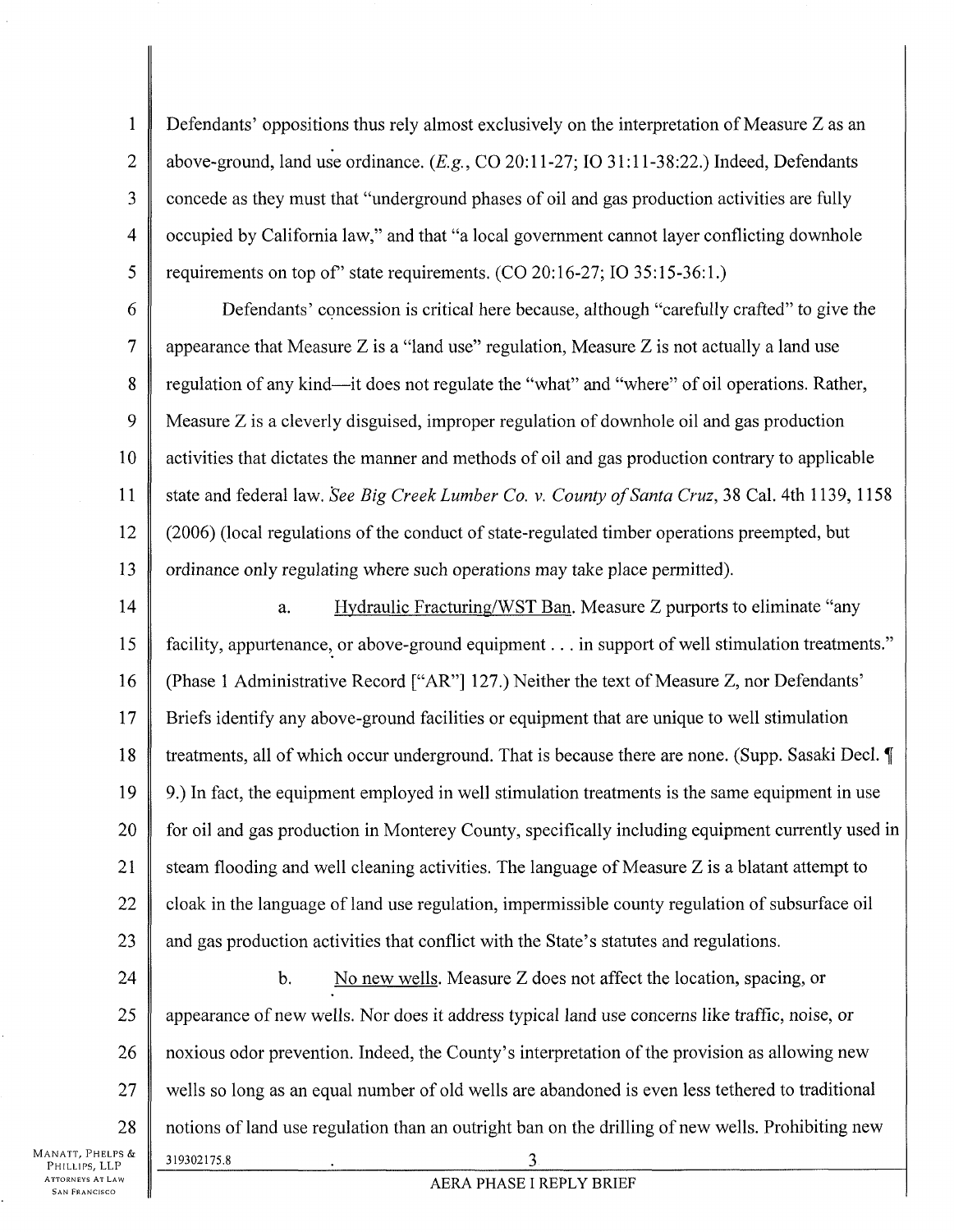Defendants' oppositions thus rely almost exclusively on the interpretation of Measure Z as an above-ground, land use ordinance. (*E.g.*, CO 20:11-27; IO 31:11-38:22.) Indeed, Defendants concede as they must that "underground phases of oil and gas production activities are fully occupied by California law," and that "a local government cannot layer conflicting downhole requirements on top of" state requirements. (CO 20:16-27; IO 35:15-36:1.)

Defendants' concession is critical here because, although "carefully crafted" to give the appearance that Measure Z is a "land use" regulation, Measure Z is not actually a land use regulation of any kind—it does not regulate the "what" and "where" of oil operations. Rather, Measure Z is a cleverly disguised, improper regulation of downhole oil and gas production activities that dictates the manner and methods of oil and gas production contrary to applicable state and federal law. *See Big Creek Lumber Co. v. County of Santa Cruz*, 38 Cal. 4th 1139, 1158 (2006) (local regulations of the conduct of state-regulated timber operations preempted, but ordinance only regulating where such operations may take place permitted).

a. Hydraulic Fracturing/WST Ban. Measure Z purports to eliminate "any facility, appurtenance, or above-ground equipment . . . in support of well stimulation treatments." (Phase 1 Administrative Record ["AR"] 127.) Neither the text of Measure Z, nor Defendants' Briefs identify any above-ground facilities or equipment that are unique to well stimulation treatments, all of which occur underground. That is because there are none. (Supp. Sasaki Decl. ¶ 9.) In fact, the equipment employed in well stimulation treatments is the same equipment in use for oil and gas production in Monterey County, specifically including equipment currently used in steam flooding and well cleaning activities. The language of Measure Z is a blatant attempt to cloak in the language of land use regulation, impermissible county regulation of subsurface oil and gas production activities that conflict with the State's statutes and regulations.

b. No new wells. Measure Z does not affect the location, spacing, or appearance of new wells. Nor does it address typical land use concerns like traffic, noise, or noxious odor prevention. Indeed, the County's interpretation of the provision as allowing new wells so long as an equal number of old wells are abandoned is even less tethered to traditional notions of land use regulation than an outright ban on the drilling of new wells. Prohibiting new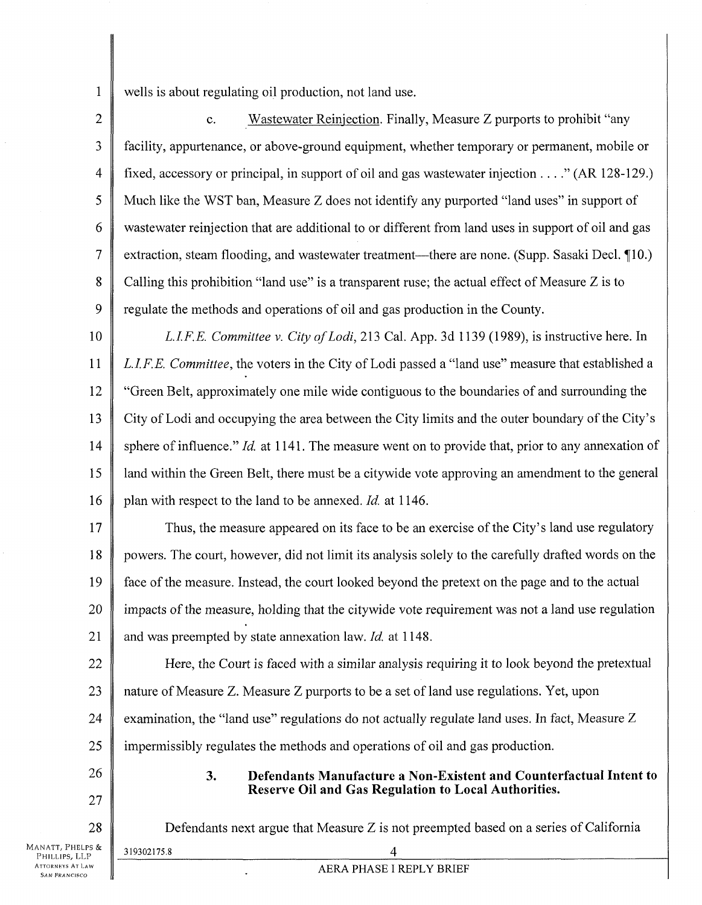wells is about regulating oil production, not land use.

c. Wastewater Reinjection. Finally, Measure Z purports to prohibit "any facility, appurtenance, or above-ground equipment, whether temporary or permanent, mobile or fixed, accessory or principal, in support of oil and gas wastewater injection . . . ." (AR 128-129.) Much like the WST ban, Measure Z does not identify any purported "land uses" in support of wastewater reinjection that are additional to or different from land uses in support of oil and gas extraction, steam flooding, and wastewater treatment—there are none. (Supp. Sasaki Decl. ¶10.) Calling this prohibition "land use" is a transparent ruse; the actual effect of Measure Z is to regulate the methods and operations of oil and gas production in the County.

*L.I.F.E. Committee v. City of Lodi*, 213 Cal. App. 3d 1139 (1989), is instructive here. In *L.I.F.E. Committee*, the voters in the City of Lodi passed a "land use" measure that established a "Green Belt, approximately one mile wide contiguous to the boundaries of and surrounding the City of Lodi and occupying the area between the City limits and the outer boundary of the City's sphere of influence." *Id.* at 1141. The measure went on to provide that, prior to any annexation of land within the Green Belt, there must be a citywide vote approving an amendment to the general plan with respect to the land to be annexed. *Id.* at 1146.

Thus, the measure appeared on its face to be an exercise of the City's land use regulatory powers. The court, however, did not limit its analysis solely to the carefully drafted words on the face of the measure. Instead, the court looked beyond the pretext on the page and to the actual impacts of the measure, holding that the citywide vote requirement was not a land use regulation and was preempted by state annexation law. *Id.* at 1148.

Here, the Court is faced with a similar analysis requiring it to look beyond the pretextual nature of Measure Z. Measure Z purports to be a set of land use regulations. Yet, upon examination, the "land use" regulations do not actually regulate land uses. In fact, Measure Z impermissibly regulates the methods and operations of oil and gas production.

### 3. Defendants Manufacture a Non-Existent and Counterfactual Intent to Reserve Oil and Gas Regulation to Local Authorities.

Defendants next argue that Measure Z is not preempted based on a series of California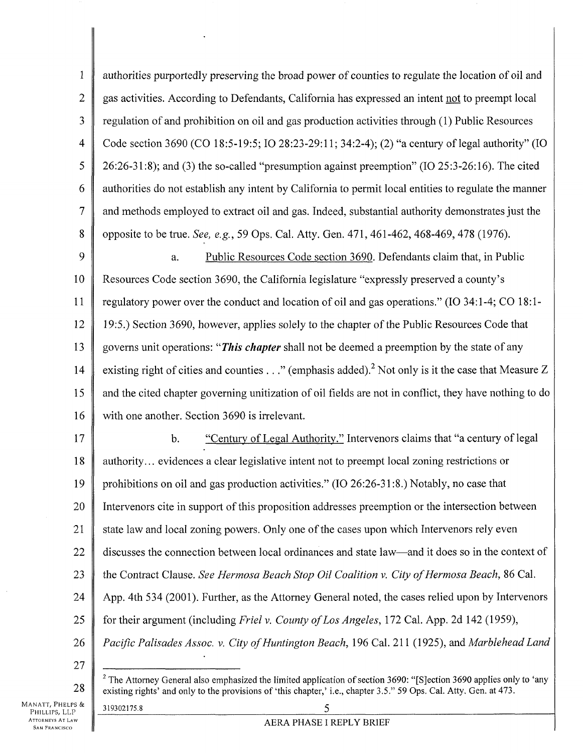authorities purportedly preserving the broad power of counties to regulate the location of oil and gas activities. According to Defendants, California has expressed an intent not to preempt local regulation of and prohibition on oil and gas production activities through (1) Public Resources Code section 3690 (CO 18:5-19:5; IO 28:23-29:11; 34:2-4); (2) "a century of legal authority" (IO 26:26-31:8); and (3) the so-called "presumption against preemption" (IO 25:3-26:16). The cited authorities do not establish any intent by California to permit local entities to regulate the manner and methods employed to extract oil and gas. Indeed, substantial authority demonstrates just the opposite to be true. *See, e.g.*, 59 Ops. Cal. Atty. Gen. 471, 461-462, 468-469, 478 (1976).

a. Public Resources Code section 3690. Defendants claim that, in Public Resources Code section 3690, the California legislature "expressly preserved a county's regulatory power over the conduct and location of oil and gas operations." (IO 34:1-4; CO 18:1-19:5.) Section 3690, however, applies solely to the chapter of the Public Resources Code that governs unit operations: "***This chapter*** shall not be deemed a preemption by the state of any existing right of cities and counties . . ." (emphasis added).[2] Not only is it the case that Measure Z and the cited chapter governing unitization of oil fields are not in conflict, they have nothing to do with one another. Section 3690 is irrelevant.

b. "Century of Legal Authority." Intervenors claims that "a century of legal authority… evidences a clear legislative intent not to preempt local zoning restrictions or prohibitions on oil and gas production activities." (IO 26:26-31:8.) Notably, no case that Intervenors cite in support of this proposition addresses preemption or the intersection between state law and local zoning powers. Only one of the cases upon which Intervenors rely even discusses the connection between local ordinances and state law—and it does so in the context of the Contract Clause. *See Hermosa Beach Stop Oil Coalition v. City of Hermosa Beach*, 86 Cal. App. 4th 534 (2001). Further, as the Attorney General noted, the cases relied upon by Intervenors for their argument (including *Friel v. County of Los Angeles*, 172 Cal. App. 2d 142 (1959), *Pacific Palisades Assoc. v. City of Huntington Beach*, 196 Cal. 211 (1925), and *Marblehead Land*

---

[2] The Attorney General also emphasized the limited application of section 3690: "[S]ection 3690 applies only to 'any existing rights' and only to the provisions of 'this chapter,' i.e., chapter 3.5." 59 Ops. Cal. Atty. Gen. at 473.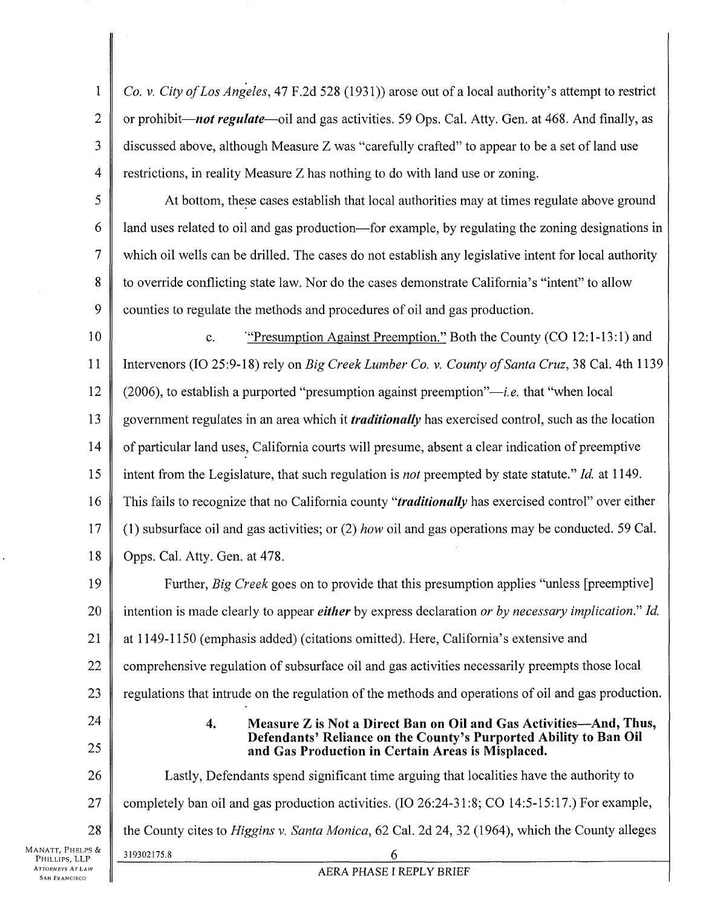*Co. v. City of Los Angeles*, 47 F.2d 528 (1931)) arose out of a local authority's attempt to restrict or prohibit—***not regulate***—oil and gas activities. 59 Ops. Cal. Atty. Gen. at 468. And finally, as discussed above, although Measure Z was "carefully crafted" to appear to be a set of land use restrictions, in reality Measure Z has nothing to do with land use or zoning.

At bottom, these cases establish that local authorities may at times regulate above ground land uses related to oil and gas production—for example, by regulating the zoning designations in which oil wells can be drilled. The cases do not establish any legislative intent for local authority to override conflicting state law. Nor do the cases demonstrate California's "intent" to allow counties to regulate the methods and procedures of oil and gas production.

c. "Presumption Against Preemption." Both the County (CO 12:1-13:1) and Intervenors (IO 25:9-18) rely on *Big Creek Lumber Co. v. County of Santa Cruz*, 38 Cal. 4th 1139 (2006), to establish a purported "presumption against preemption"—*i.e.* that "when local government regulates in an area which it ***traditionally*** has exercised control, such as the location of particular land uses, California courts will presume, absent a clear indication of preemptive intent from the Legislature, that such regulation is *not* preempted by state statute." *Id.* at 1149. This fails to recognize that no California county "***traditionally*** has exercised control" over either (1) subsurface oil and gas activities; or (2) *how* oil and gas operations may be conducted. 59 Cal. Opps. Cal. Atty. Gen. at 478.

Further, *Big Creek* goes on to provide that this presumption applies "unless [preemptive] intention is made clearly to appear ***either*** by express declaration *or by necessary implication*." *Id.* at 1149-1150 (emphasis added) (citations omitted). Here, California's extensive and comprehensive regulation of subsurface oil and gas activities necessarily preempts those local regulations that intrude on the regulation of the methods and operations of oil and gas production.

**4. Measure Z is Not a Direct Ban on Oil and Gas Activities—And, Thus, Defendants' Reliance on the County's Purported Ability to Ban Oil and Gas Production in Certain Areas is Misplaced.**

Lastly, Defendants spend significant time arguing that localities have the authority to completely ban oil and gas production activities. (IO 26:24-31:8; CO 14:5-15:17.) For example, the County cites to *Higgins v. Santa Monica*, 62 Cal. 2d 24, 32 (1964), which the County alleges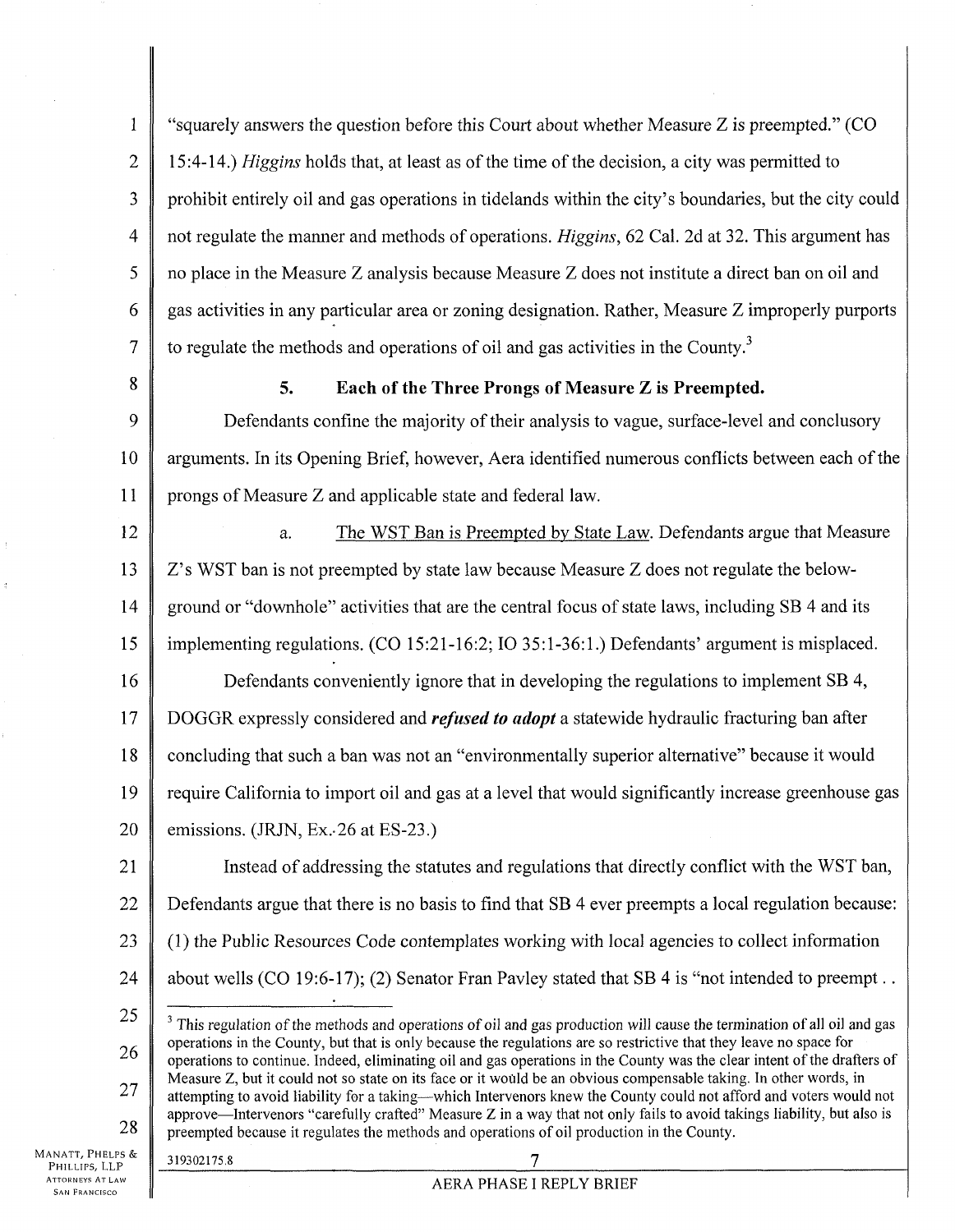"squarely answers the question before this Court about whether Measure Z is preempted." (CO 15:4-14.) *Higgins* holds that, at least as of the time of the decision, a city was permitted to prohibit entirely oil and gas operations in tidelands within the city's boundaries, but the city could not regulate the manner and methods of operations. *Higgins*, 62 Cal. 2d at 32. This argument has no place in the Measure Z analysis because Measure Z does not institute a direct ban on oil and gas activities in any particular area or zoning designation. Rather, Measure Z improperly purports to regulate the methods and operations of oil and gas activities in the County.[3]

### 5. Each of the Three Prongs of Measure Z is Preempted.

Defendants confine the majority of their analysis to vague, surface-level and conclusory arguments. In its Opening Brief, however, Aera identified numerous conflicts between each of the prongs of Measure Z and applicable state and federal law.

a. The WST Ban is Preempted by State Law. Defendants argue that Measure Z's WST ban is not preempted by state law because Measure Z does not regulate the below-ground or "downhole" activities that are the central focus of state laws, including SB 4 and its implementing regulations. (CO 15:21-16:2; IO 35:1-36:1.) Defendants' argument is misplaced.

Defendants conveniently ignore that in developing the regulations to implement SB 4, DOGGR expressly considered and ***refused to adopt*** a statewide hydraulic fracturing ban after concluding that such a ban was not an "environmentally superior alternative" because it would require California to import oil and gas at a level that would significantly increase greenhouse gas emissions. (JRJN, Ex. 26 at ES-23.)

Instead of addressing the statutes and regulations that directly conflict with the WST ban, Defendants argue that there is no basis to find that SB 4 ever preempts a local regulation because: (1) the Public Resources Code contemplates working with local agencies to collect information about wells (CO 19:6-17); (2) Senator Fran Pavley stated that SB 4 is "not intended to preempt . .

---

[3] This regulation of the methods and operations of oil and gas production will cause the termination of all oil and gas operations in the County, but that is only because the regulations are so restrictive that they leave no space for operations to continue. Indeed, eliminating oil and gas operations in the County was the clear intent of the drafters of Measure Z, but it could not so state on its face or it would be an obvious compensable taking. In other words, in attempting to avoid liability for a taking—which Intervenors knew the County could not afford and voters would not approve—Intervenors "carefully crafted" Measure Z in a way that not only fails to avoid takings liability, but also is preempted because it regulates the methods and operations of oil production in the County.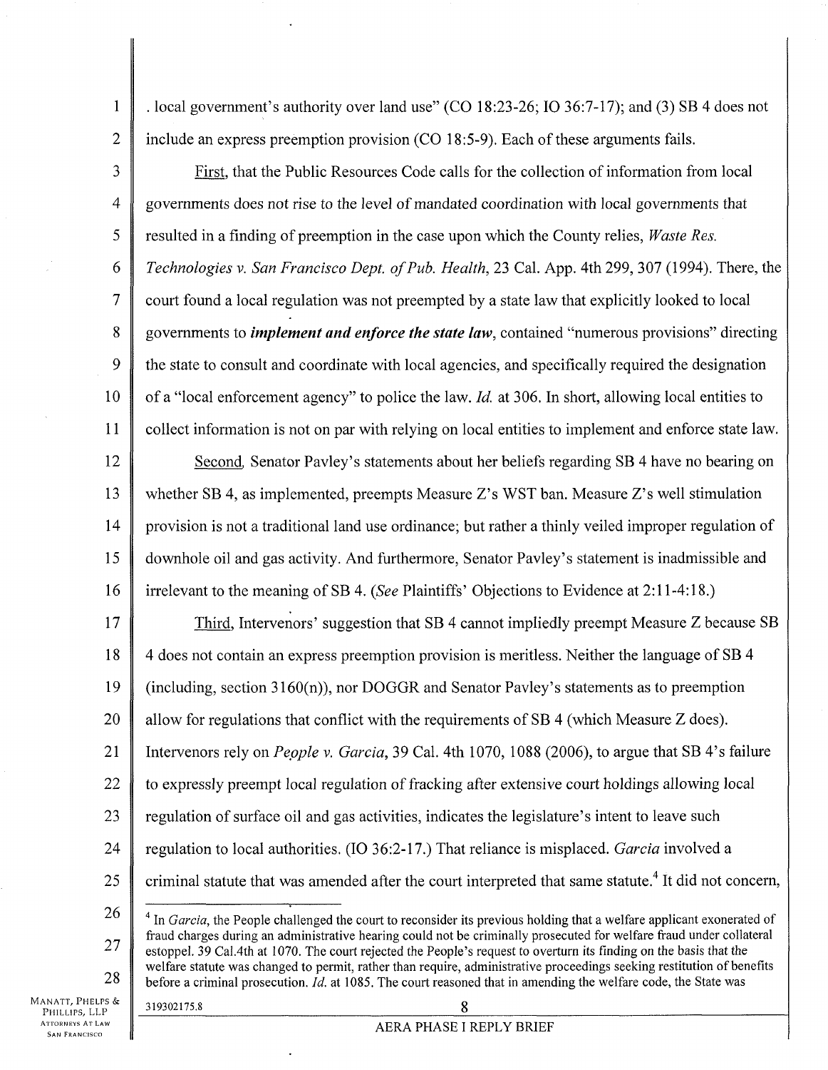. local government's authority over land use" (CO 18:23-26; IO 36:7-17); and (3) SB 4 does not include an express preemption provision (CO 18:5-9). Each of these arguments fails.

First, that the Public Resources Code calls for the collection of information from local governments does not rise to the level of mandated coordination with local governments that resulted in a finding of preemption in the case upon which the County relies, *Waste Res. Technologies v. San Francisco Dept. of Pub. Health*, 23 Cal. App. 4th 299, 307 (1994). There, the court found a local regulation was not preempted by a state law that explicitly looked to local governments to ***implement and enforce the state law***, contained "numerous provisions" directing the state to consult and coordinate with local agencies, and specifically required the designation of a "local enforcement agency" to police the law. *Id.* at 306. In short, allowing local entities to collect information is not on par with relying on local entities to implement and enforce state law.

Second, Senator Pavley's statements about her beliefs regarding SB 4 have no bearing on whether SB 4, as implemented, preempts Measure Z's WST ban. Measure Z's well stimulation provision is not a traditional land use ordinance; but rather a thinly veiled improper regulation of downhole oil and gas activity. And furthermore, Senator Pavley's statement is inadmissible and irrelevant to the meaning of SB 4. (*See* Plaintiffs' Objections to Evidence at 2:11-4:18.)

Third, Intervenors' suggestion that SB 4 cannot impliedly preempt Measure Z because SB 4 does not contain an express preemption provision is meritless. Neither the language of SB 4 (including, section 3160(n)), nor DOGGR and Senator Pavley's statements as to preemption allow for regulations that conflict with the requirements of SB 4 (which Measure Z does). Intervenors rely on *People v. Garcia*, 39 Cal. 4th 1070, 1088 (2006), to argue that SB 4's failure to expressly preempt local regulation of fracking after extensive court holdings allowing local regulation of surface oil and gas activities, indicates the legislature's intent to leave such regulation to local authorities. (IO 36:2-17.) That reliance is misplaced. *Garcia* involved a criminal statute that was amended after the court interpreted that same statute.[4] It did not concern,

---

[4] In *Garcia*, the People challenged the court to reconsider its previous holding that a welfare applicant exonerated of fraud charges during an administrative hearing could not be criminally prosecuted for welfare fraud under collateral estoppel. 39 Cal.4th at 1070. The court rejected the People's request to overturn its finding on the basis that the welfare statute was changed to permit, rather than require, administrative proceedings seeking restitution of benefits before a criminal prosecution. *Id.* at 1085. The court reasoned that in amending the welfare code, the State was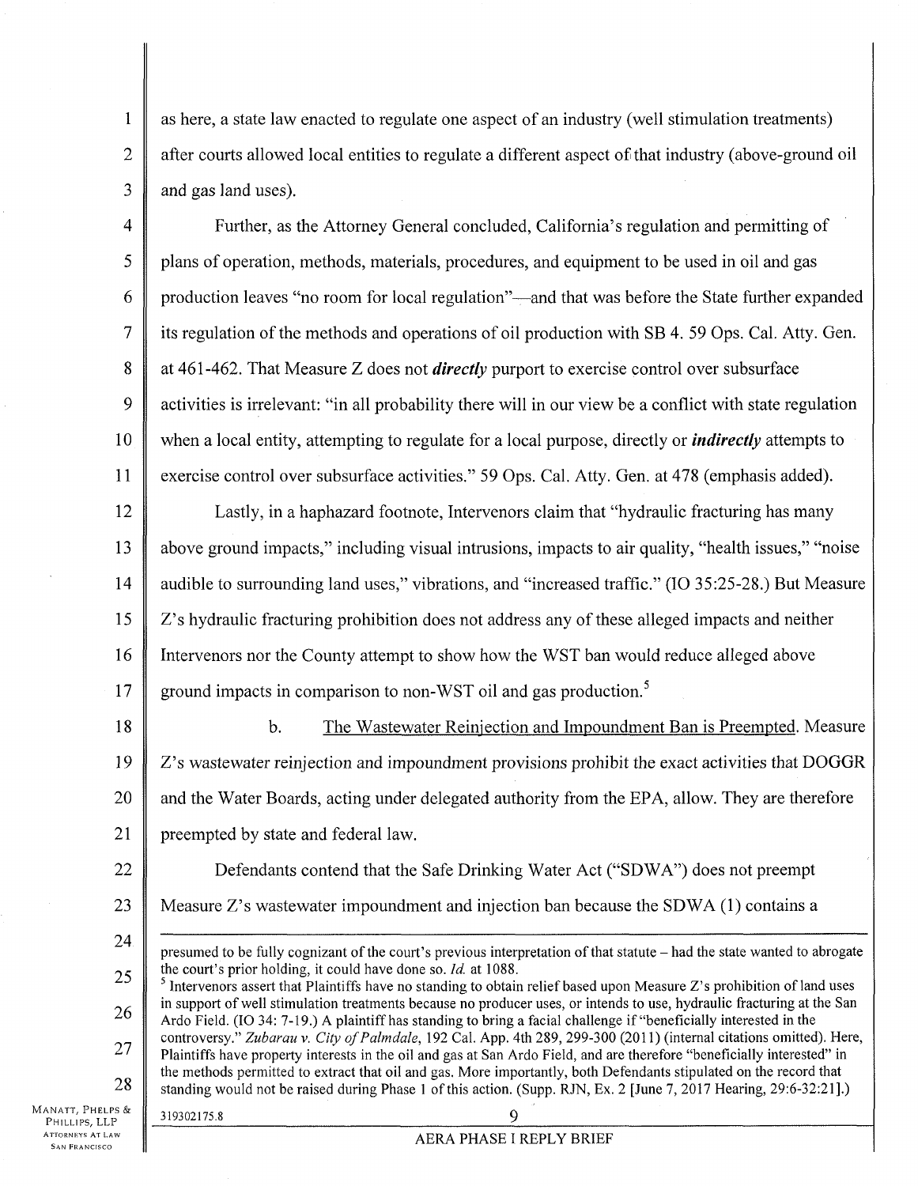as here, a state law enacted to regulate one aspect of an industry (well stimulation treatments) after courts allowed local entities to regulate a different aspect of that industry (above-ground oil and gas land uses).

Further, as the Attorney General concluded, California's regulation and permitting of plans of operation, methods, materials, procedures, and equipment to be used in oil and gas production leaves "no room for local regulation"—and that was before the State further expanded its regulation of the methods and operations of oil production with SB 4. 59 Ops. Cal. Atty. Gen. at 461-462. That Measure Z does not ***directly*** purport to exercise control over subsurface activities is irrelevant: "in all probability there will in our view be a conflict with state regulation when a local entity, attempting to regulate for a local purpose, directly or ***indirectly*** attempts to exercise control over subsurface activities." 59 Ops. Cal. Atty. Gen. at 478 (emphasis added).

Lastly, in a haphazard footnote, Intervenors claim that "hydraulic fracturing has many above ground impacts," including visual intrusions, impacts to air quality, "health issues," "noise audible to surrounding land uses," vibrations, and "increased traffic." (IO 35:25-28.) But Measure Z's hydraulic fracturing prohibition does not address any of these alleged impacts and neither Intervenors nor the County attempt to show how the WST ban would reduce alleged above ground impacts in comparison to non-WST oil and gas production.[5]

b. <u>The Wastewater Reinjection and Impoundment Ban is Preempted</u>. Measure Z's wastewater reinjection and impoundment provisions prohibit the exact activities that DOGGR and the Water Boards, acting under delegated authority from the EPA, allow. They are therefore preempted by state and federal law.

Defendants contend that the Safe Drinking Water Act ("SDWA") does not preempt Measure Z's wastewater impoundment and injection ban because the SDWA (1) contains a

---

presumed to be fully cognizant of the court's previous interpretation of that statute – had the state wanted to abrogate the court's prior holding, it could have done so. *Id.* at 1088.

[5] Intervenors assert that Plaintiffs have no standing to obtain relief based upon Measure Z's prohibition of land uses in support of well stimulation treatments because no producer uses, or intends to use, hydraulic fracturing at the San Ardo Field. (IO 34: 7-19.) A plaintiff has standing to bring a facial challenge if "beneficially interested in the controversy." *Zubarau v. City of Palmdale*, 192 Cal. App. 4th 289, 299-300 (2011) (internal citations omitted). Here, Plaintiffs have property interests in the oil and gas at San Ardo Field, and are therefore "beneficially interested" in the methods permitted to extract that oil and gas. More importantly, both Defendants stipulated on the record that standing would not be raised during Phase 1 of this action. (Supp. RJN, Ex. 2 [June 7, 2017 Hearing, 29:6-32:21].)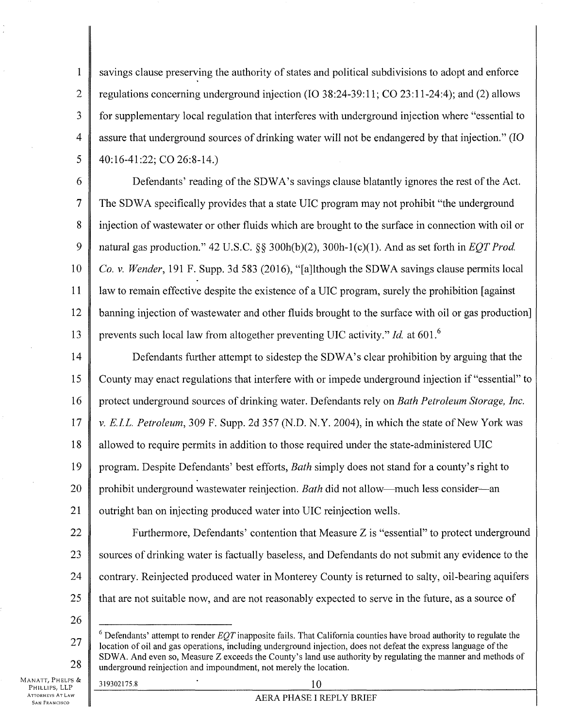savings clause preserving the authority of states and political subdivisions to adopt and enforce regulations concerning underground injection (IO 38:24-39:11; CO 23:11-24:4); and (2) allows for supplementary local regulation that interferes with underground injection where "essential to assure that underground sources of drinking water will not be endangered by that injection." (IO 40:16-41:22; CO 26:8-14.)

Defendants' reading of the SDWA's savings clause blatantly ignores the rest of the Act. The SDWA specifically provides that a state UIC program may not prohibit "the underground injection of wastewater or other fluids which are brought to the surface in connection with oil or natural gas production." 42 U.S.C. §§ 300h(b)(2), 300h-1(c)(1). And as set forth in *EQT Prod. Co. v. Wender*, 191 F. Supp. 3d 583 (2016), "[a]lthough the SDWA savings clause permits local law to remain effective despite the existence of a UIC program, surely the prohibition [against banning injection of wastewater and other fluids brought to the surface with oil or gas production] prevents such local law from altogether preventing UIC activity." *Id.* at 601.[6]

Defendants further attempt to sidestep the SDWA's clear prohibition by arguing that the County may enact regulations that interfere with or impede underground injection if "essential" to protect underground sources of drinking water. Defendants rely on *Bath Petroleum Storage, Inc. v. E.I.L. Petroleum*, 309 F. Supp. 2d 357 (N.D. N.Y. 2004), in which the state of New York was allowed to require permits in addition to those required under the state-administered UIC program. Despite Defendants' best efforts, *Bath* simply does not stand for a county's right to prohibit underground wastewater reinjection. *Bath* did not allow—much less consider—an outright ban on injecting produced water into UIC reinjection wells.

Furthermore, Defendants' contention that Measure Z is "essential" to protect underground sources of drinking water is factually baseless, and Defendants do not submit any evidence to the contrary. Reinjected produced water in Monterey County is returned to salty, oil-bearing aquifers that are not suitable now, and are not reasonably expected to serve in the future, as a source of

[6] Defendants' attempt to render *EQT* inapposite fails. That California counties have broad authority to regulate the location of oil and gas operations, including underground injection, does not defeat the express language of the SDWA. And even so, Measure Z exceeds the County's land use authority by regulating the manner and methods of underground reinjection and impoundment, not merely the location.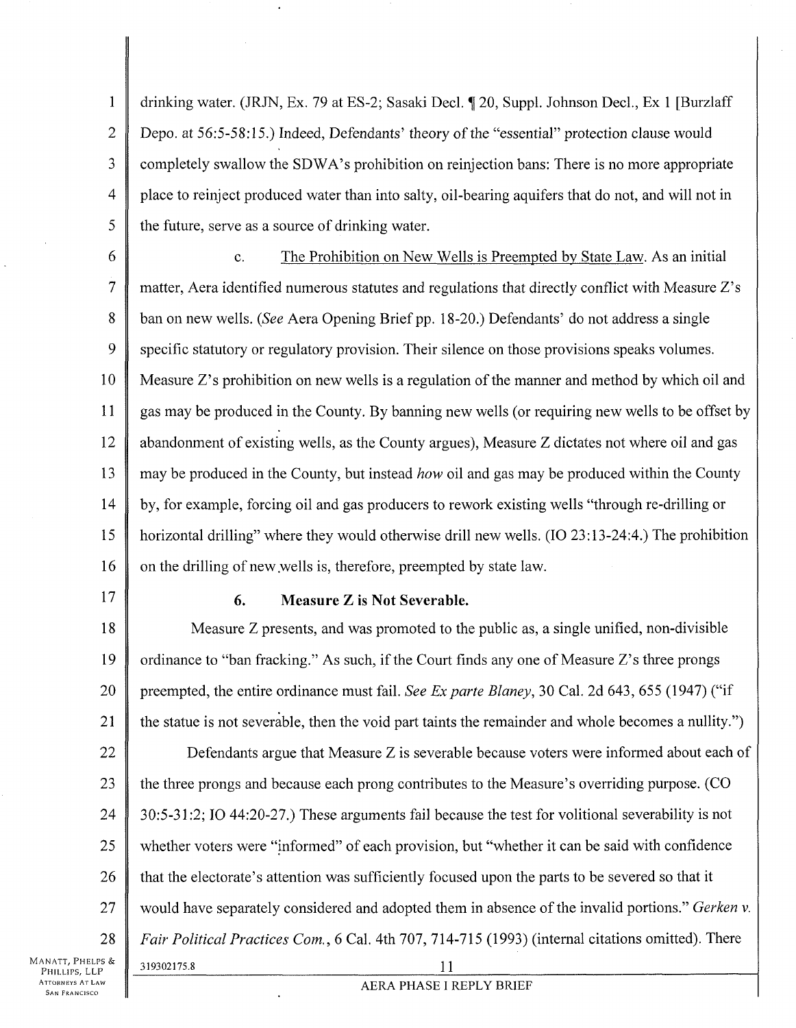drinking water. (JRJN, Ex. 79 at ES-2; Sasaki Decl. ¶ 20, Suppl. Johnson Decl., Ex 1 [Burzlaff Depo. at 56:5-58:15.) Indeed, Defendants' theory of the "essential" protection clause would completely swallow the SDWA's prohibition on reinjection bans: There is no more appropriate place to reinject produced water than into salty, oil-bearing aquifers that do not, and will not in the future, serve as a source of drinking water.

c. The Prohibition on New Wells is Preempted by State Law. As an initial matter, Aera identified numerous statutes and regulations that directly conflict with Measure Z's ban on new wells. (*See* Aera Opening Brief pp. 18-20.) Defendants' do not address a single specific statutory or regulatory provision. Their silence on those provisions speaks volumes. Measure Z's prohibition on new wells is a regulation of the manner and method by which oil and gas may be produced in the County. By banning new wells (or requiring new wells to be offset by abandonment of existing wells, as the County argues), Measure Z dictates not where oil and gas may be produced in the County, but instead *how* oil and gas may be produced within the County by, for example, forcing oil and gas producers to rework existing wells "through re-drilling or horizontal drilling" where they would otherwise drill new wells. (IO 23:13-24:4.) The prohibition on the drilling of new wells is, therefore, preempted by state law.

### 6. Measure Z is Not Severable.

Measure Z presents, and was promoted to the public as, a single unified, non-divisible ordinance to "ban fracking." As such, if the Court finds any one of Measure Z's three prongs preempted, the entire ordinance must fail. *See Ex parte Blaney*, 30 Cal. 2d 643, 655 (1947) ("if the statue is not severable, then the void part taints the remainder and whole becomes a nullity.")

Defendants argue that Measure Z is severable because voters were informed about each of the three prongs and because each prong contributes to the Measure's overriding purpose. (CO 30:5-31:2; IO 44:20-27.) These arguments fail because the test for volitional severability is not whether voters were "informed" of each provision, but "whether it can be said with confidence that the electorate's attention was sufficiently focused upon the parts to be severed so that it would have separately considered and adopted them in absence of the invalid portions." *Gerken v. Fair Political Practices Com.*, 6 Cal. 4th 707, 714-715 (1993) (internal citations omitted). There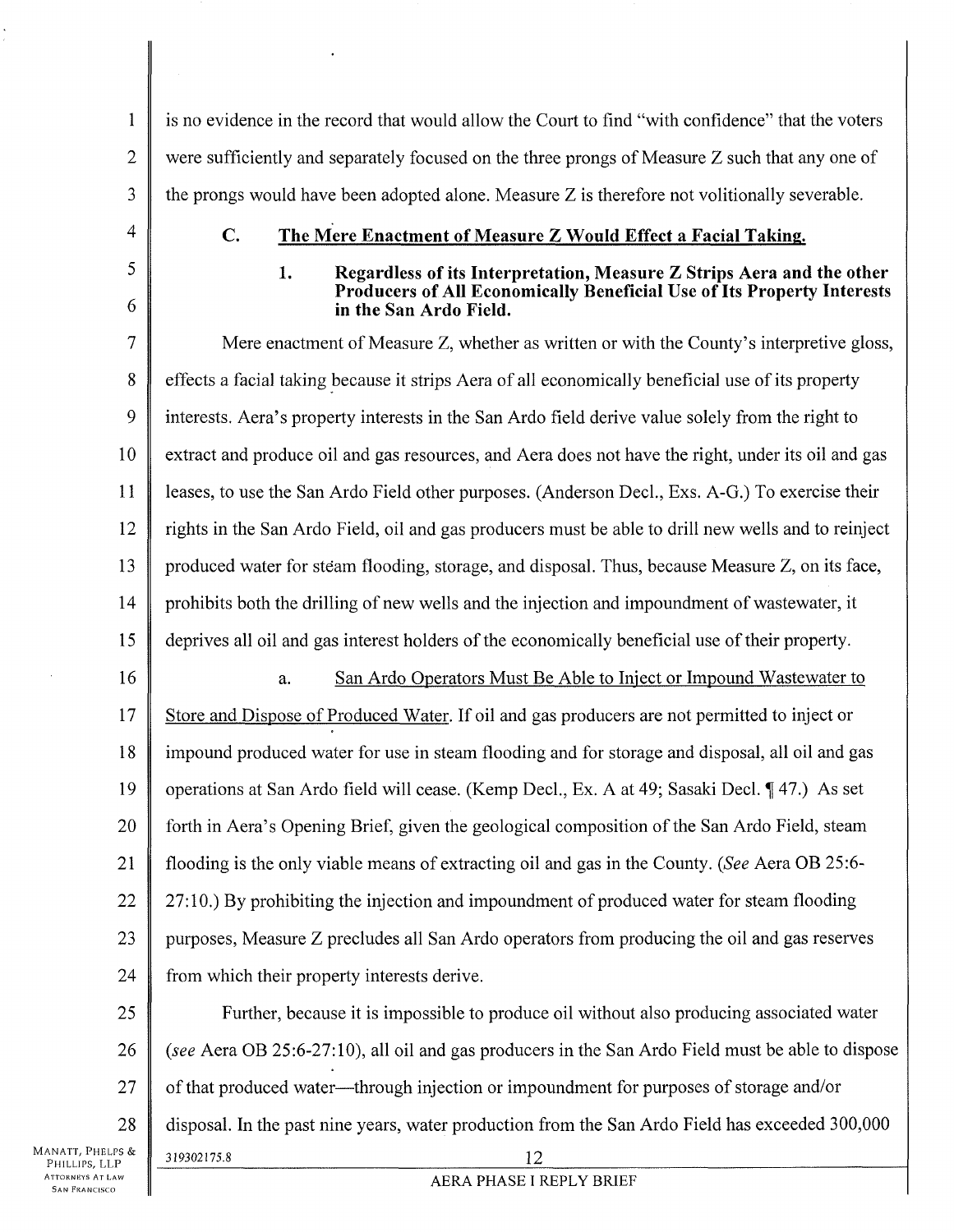is no evidence in the record that would allow the Court to find "with confidence" that the voters were sufficiently and separately focused on the three prongs of Measure Z such that any one of the prongs would have been adopted alone. Measure Z is therefore not volitionally severable.

### C. <u>The Mere Enactment of Measure Z Would Effect a Facial Taking.</u>

#### 1. Regardless of its Interpretation, Measure Z Strips Aera and the other Producers of All Economically Beneficial Use of Its Property Interests in the San Ardo Field.

Mere enactment of Measure Z, whether as written or with the County's interpretive gloss, effects a facial taking because it strips Aera of all economically beneficial use of its property interests. Aera's property interests in the San Ardo field derive value solely from the right to extract and produce oil and gas resources, and Aera does not have the right, under its oil and gas leases, to use the San Ardo Field other purposes. (Anderson Decl., Exs. A-G.) To exercise their rights in the San Ardo Field, oil and gas producers must be able to drill new wells and to reinject produced water for steam flooding, storage, and disposal. Thus, because Measure Z, on its face, prohibits both the drilling of new wells and the injection and impoundment of wastewater, it deprives all oil and gas interest holders of the economically beneficial use of their property.

a. <u>San Ardo Operators Must Be Able to Inject or Impound Wastewater to Store and Dispose of Produced Water</u>. If oil and gas producers are not permitted to inject or impound produced water for use in steam flooding and for storage and disposal, all oil and gas operations at San Ardo field will cease. (Kemp Decl., Ex. A at 49; Sasaki Decl. ¶ 47.) As set forth in Aera's Opening Brief, given the geological composition of the San Ardo Field, steam flooding is the only viable means of extracting oil and gas in the County. (*See* Aera OB 25:6-27:10.) By prohibiting the injection and impoundment of produced water for steam flooding purposes, Measure Z precludes all San Ardo operators from producing the oil and gas reserves from which their property interests derive.

Further, because it is impossible to produce oil without also producing associated water (*see* Aera OB 25:6-27:10), all oil and gas producers in the San Ardo Field must be able to dispose of that produced water—through injection or impoundment for purposes of storage and/or disposal. In the past nine years, water production from the San Ardo Field has exceeded 300,000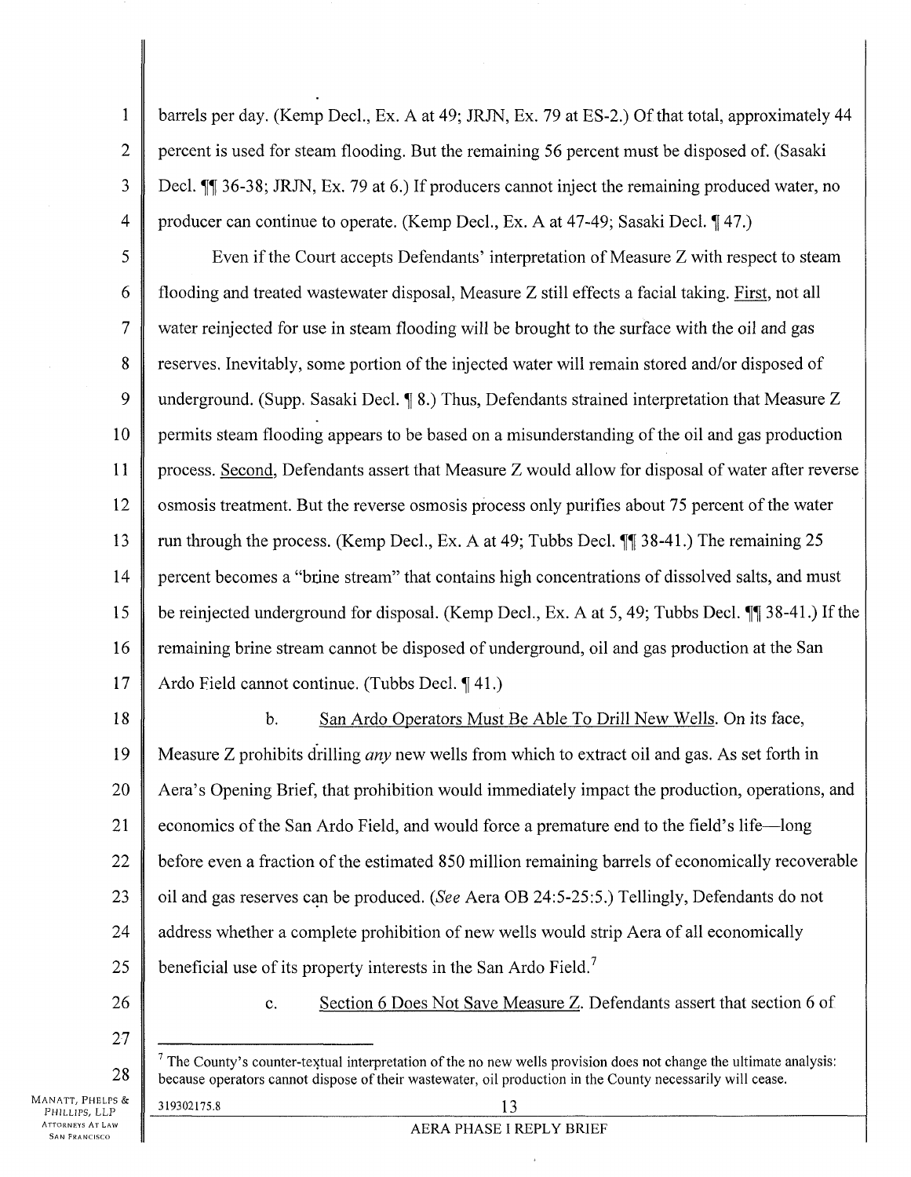barrels per day. (Kemp Decl., Ex. A at 49; JRJN, Ex. 79 at ES-2.) Of that total, approximately 44 percent is used for steam flooding. But the remaining 56 percent must be disposed of. (Sasaki Decl. ¶¶ 36-38; JRJN, Ex. 79 at 6.) If producers cannot inject the remaining produced water, no producer can continue to operate. (Kemp Decl., Ex. A at 47-49; Sasaki Decl. ¶ 47.)

Even if the Court accepts Defendants' interpretation of Measure Z with respect to steam flooding and treated wastewater disposal, Measure Z still effects a facial taking. First, not all water reinjected for use in steam flooding will be brought to the surface with the oil and gas reserves. Inevitably, some portion of the injected water will remain stored and/or disposed of underground. (Supp. Sasaki Decl. ¶ 8.) Thus, Defendants strained interpretation that Measure Z permits steam flooding appears to be based on a misunderstanding of the oil and gas production process. Second, Defendants assert that Measure Z would allow for disposal of water after reverse osmosis treatment. But the reverse osmosis process only purifies about 75 percent of the water run through the process. (Kemp Decl., Ex. A at 49; Tubbs Decl. ¶¶ 38-41.) The remaining 25 percent becomes a "brine stream" that contains high concentrations of dissolved salts, and must be reinjected underground for disposal. (Kemp Decl., Ex. A at 5, 49; Tubbs Decl. ¶¶ 38-41.) If the remaining brine stream cannot be disposed of underground, oil and gas production at the San Ardo Field cannot continue. (Tubbs Decl. ¶ 41.)

b. San Ardo Operators Must Be Able To Drill New Wells. On its face, Measure Z prohibits drilling *any* new wells from which to extract oil and gas. As set forth in Aera's Opening Brief, that prohibition would immediately impact the production, operations, and economics of the San Ardo Field, and would force a premature end to the field's life—long before even a fraction of the estimated 850 million remaining barrels of economically recoverable oil and gas reserves can be produced. (*See* Aera OB 24:5-25:5.) Tellingly, Defendants do not address whether a complete prohibition of new wells would strip Aera of all economically beneficial use of its property interests in the San Ardo Field.[7]

c. Section 6 Does Not Save Measure Z. Defendants assert that section 6 of

[7] The County's counter-textual interpretation of the no new wells provision does not change the ultimate analysis: because operators cannot dispose of their wastewater, oil production in the County necessarily will cease.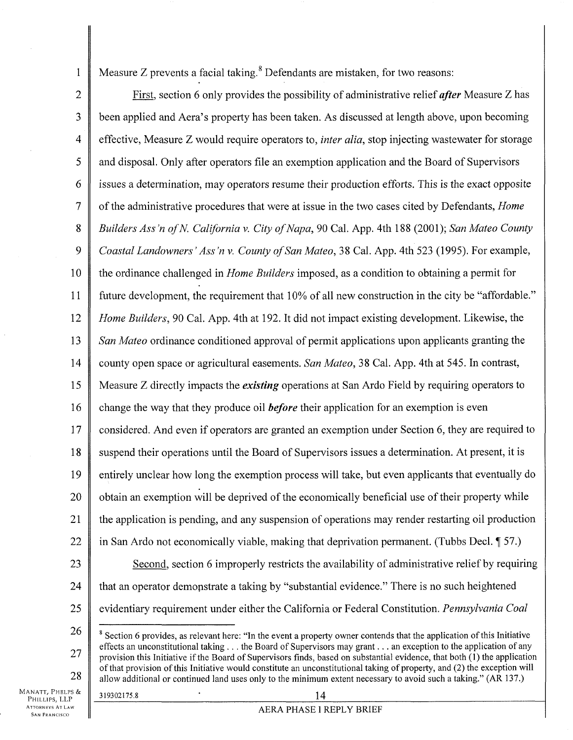Measure Z prevents a facial taking.[8] Defendants are mistaken, for two reasons:

First, section 6 only provides the possibility of administrative relief ***after*** Measure Z has been applied and Aera's property has been taken. As discussed at length above, upon becoming effective, Measure Z would require operators to, *inter alia*, stop injecting wastewater for storage and disposal. Only after operators file an exemption application and the Board of Supervisors issues a determination, may operators resume their production efforts. This is the exact opposite of the administrative procedures that were at issue in the two cases cited by Defendants, *Home Builders Ass'n of N. California v. City of Napa*, 90 Cal. App. 4th 188 (2001); *San Mateo County Coastal Landowners' Ass'n v. County of San Mateo*, 38 Cal. App. 4th 523 (1995). For example, the ordinance challenged in *Home Builders* imposed, as a condition to obtaining a permit for future development, the requirement that 10% of all new construction in the city be "affordable." *Home Builders*, 90 Cal. App. 4th at 192. It did not impact existing development. Likewise, the *San Mateo* ordinance conditioned approval of permit applications upon applicants granting the county open space or agricultural easements. *San Mateo*, 38 Cal. App. 4th at 545. In contrast, Measure Z directly impacts the ***existing*** operations at San Ardo Field by requiring operators to change the way that they produce oil ***before*** their application for an exemption is even considered. And even if operators are granted an exemption under Section 6, they are required to suspend their operations until the Board of Supervisors issues a determination. At present, it is entirely unclear how long the exemption process will take, but even applicants that eventually do obtain an exemption will be deprived of the economically beneficial use of their property while the application is pending, and any suspension of operations may render restarting oil production in San Ardo not economically viable, making that deprivation permanent. (Tubbs Decl. ¶ 57.)

Second, section 6 improperly restricts the availability of administrative relief by requiring that an operator demonstrate a taking by "substantial evidence." There is no such heightened evidentiary requirement under either the California or Federal Constitution. *Pennsylvania Coal*

---

[8] Section 6 provides, as relevant here: "In the event a property owner contends that the application of this Initiative effects an unconstitutional taking . . . the Board of Supervisors may grant . . . an exception to the application of any provision this Initiative if the Board of Supervisors finds, based on substantial evidence, that both (1) the application of that provision of this Initiative would constitute an unconstitutional taking of property, and (2) the exception will allow additional or continued land uses only to the minimum extent necessary to avoid such a taking." (AR 137.)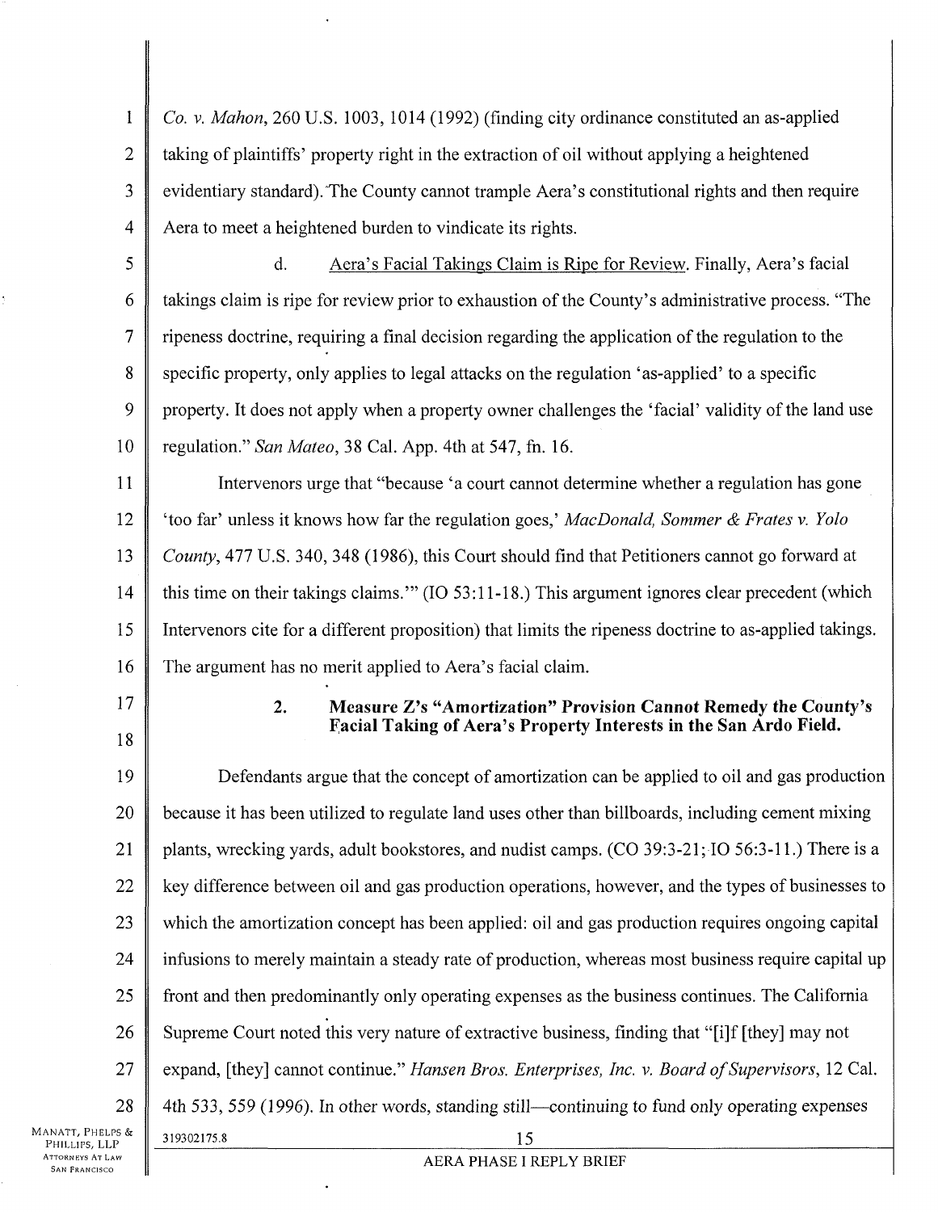*Co. v. Mahon*, 260 U.S. 1003, 1014 (1992) (finding city ordinance constituted an as-applied taking of plaintiffs' property right in the extraction of oil without applying a heightened evidentiary standard). The County cannot trample Aera's constitutional rights and then require Aera to meet a heightened burden to vindicate its rights.

d. Aera's Facial Takings Claim is Ripe for Review. Finally, Aera's facial takings claim is ripe for review prior to exhaustion of the County's administrative process. "The ripeness doctrine, requiring a final decision regarding the application of the regulation to the specific property, only applies to legal attacks on the regulation 'as-applied' to a specific property. It does not apply when a property owner challenges the 'facial' validity of the land use regulation." *San Mateo*, 38 Cal. App. 4th at 547, fn. 16.

Intervenors urge that "because 'a court cannot determine whether a regulation has gone 'too far' unless it knows how far the regulation goes,' *MacDonald, Sommer & Frates v. Yolo County*, 477 U.S. 340, 348 (1986), this Court should find that Petitioners cannot go forward at this time on their takings claims.'" (IO 53:11-18.) This argument ignores clear precedent (which Intervenors cite for a different proposition) that limits the ripeness doctrine to as-applied takings. The argument has no merit applied to Aera's facial claim.

### 2. Measure Z's "Amortization" Provision Cannot Remedy the County's Facial Taking of Aera's Property Interests in the San Ardo Field.

Defendants argue that the concept of amortization can be applied to oil and gas production because it has been utilized to regulate land uses other than billboards, including cement mixing plants, wrecking yards, adult bookstores, and nudist camps. (CO 39:3-21; IO 56:3-11.) There is a key difference between oil and gas production operations, however, and the types of businesses to which the amortization concept has been applied: oil and gas production requires ongoing capital infusions to merely maintain a steady rate of production, whereas most business require capital up front and then predominantly only operating expenses as the business continues. The California Supreme Court noted this very nature of extractive business, finding that "[i]f [they] may not expand, [they] cannot continue." *Hansen Bros. Enterprises, Inc. v. Board of Supervisors*, 12 Cal. 4th 533, 559 (1996). In other words, standing still—continuing to fund only operating expenses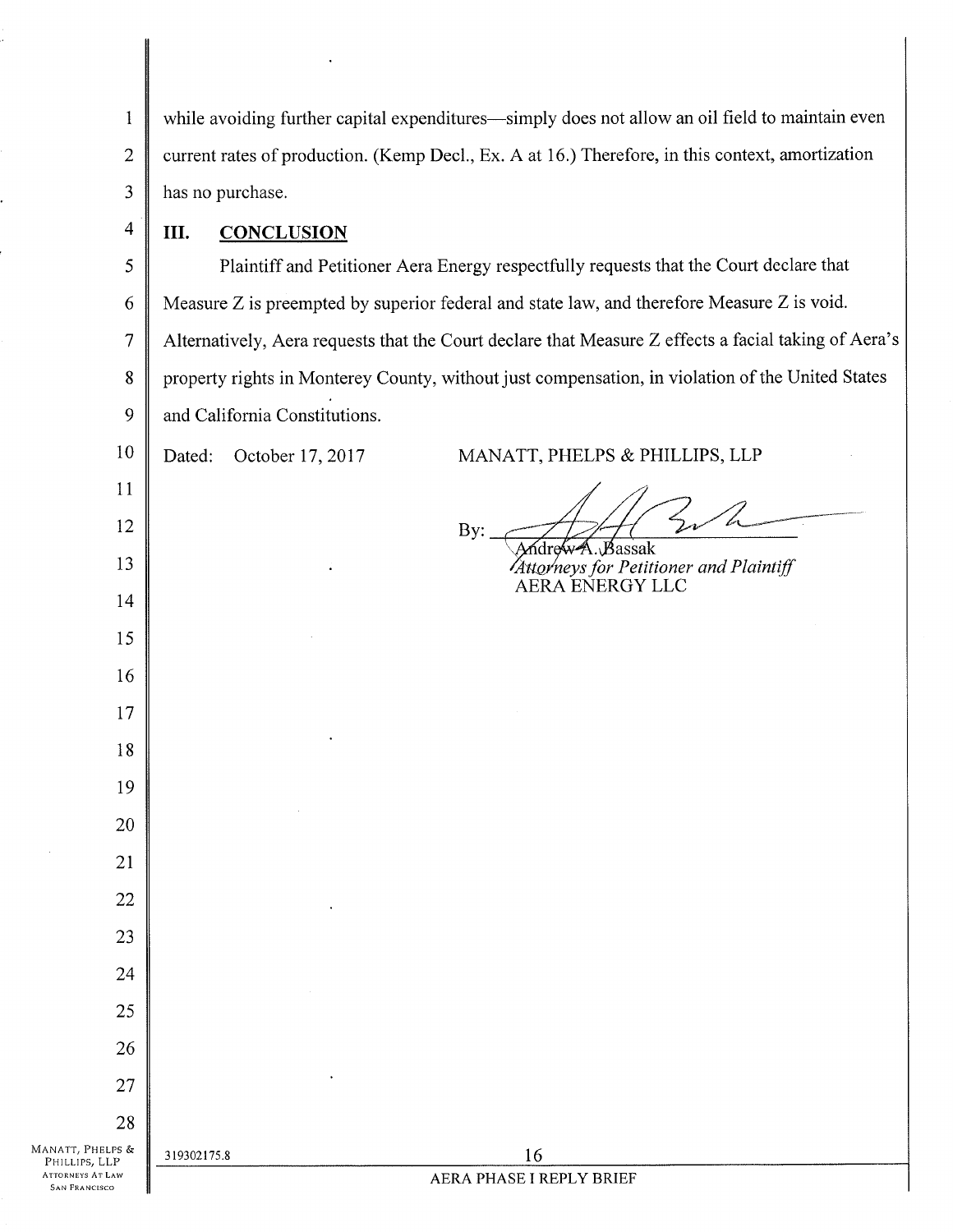while avoiding further capital expenditures—simply does not allow an oil field to maintain even current rates of production. (Kemp Decl., Ex. A at 16.) Therefore, in this context, amortization has no purchase.

## III. CONCLUSION

Plaintiff and Petitioner Aera Energy respectfully requests that the Court declare that Measure Z is preempted by superior federal and state law, and therefore Measure Z is void. Alternatively, Aera requests that the Court declare that Measure Z effects a facial taking of Aera's property rights in Monterey County, without just compensation, in violation of the United States and California Constitutions.

Dated: October 17, 2017

MANATT, PHELPS & PHILLIPS, LLP

By: ______________________
Andrew A. Bassak
*Attorneys for Petitioner and Plaintiff*
AERA ENERGY LLC

319302175.8

AERA PHASE I REPLY BRIEF